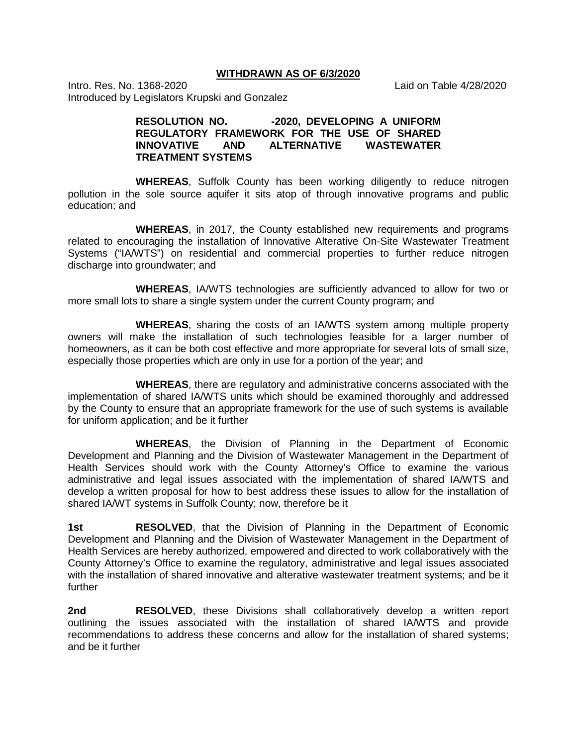**WITHDRAWN AS OF 6/3/2020**

Intro. Res. No. 1368-2020 Laid on Table 4/28/2020
Introduced by Legislators Krupski and Gonzalez

**RESOLUTION NO. -2020, DEVELOPING A UNIFORM REGULATORY FRAMEWORK FOR THE USE OF SHARED INNOVATIVE AND ALTERNATIVE WASTEWATER TREATMENT SYSTEMS**

**WHEREAS**, Suffolk County has been working diligently to reduce nitrogen pollution in the sole source aquifer it sits atop of through innovative programs and public education; and

**WHEREAS**, in 2017, the County established new requirements and programs related to encouraging the installation of Innovative Alterative On-Site Wastewater Treatment Systems ("IA/WTS") on residential and commercial properties to further reduce nitrogen discharge into groundwater; and

**WHEREAS**, IA/WTS technologies are sufficiently advanced to allow for two or more small lots to share a single system under the current County program; and

**WHEREAS**, sharing the costs of an IA/WTS system among multiple property owners will make the installation of such technologies feasible for a larger number of homeowners, as it can be both cost effective and more appropriate for several lots of small size, especially those properties which are only in use for a portion of the year; and

**WHEREAS**, there are regulatory and administrative concerns associated with the implementation of shared IA/WTS units which should be examined thoroughly and addressed by the County to ensure that an appropriate framework for the use of such systems is available for uniform application; and be it further

**WHEREAS**, the Division of Planning in the Department of Economic Development and Planning and the Division of Wastewater Management in the Department of Health Services should work with the County Attorney's Office to examine the various administrative and legal issues associated with the implementation of shared IA/WTS and develop a written proposal for how to best address these issues to allow for the installation of shared IA/WT systems in Suffolk County; now, therefore be it

**1st RESOLVED**, that the Division of Planning in the Department of Economic Development and Planning and the Division of Wastewater Management in the Department of Health Services are hereby authorized, empowered and directed to work collaboratively with the County Attorney's Office to examine the regulatory, administrative and legal issues associated with the installation of shared innovative and alterative wastewater treatment systems; and be it further

**2nd RESOLVED**, these Divisions shall collaboratively develop a written report outlining the issues associated with the installation of shared IA/WTS and provide recommendations to address these concerns and allow for the installation of shared systems; and be it further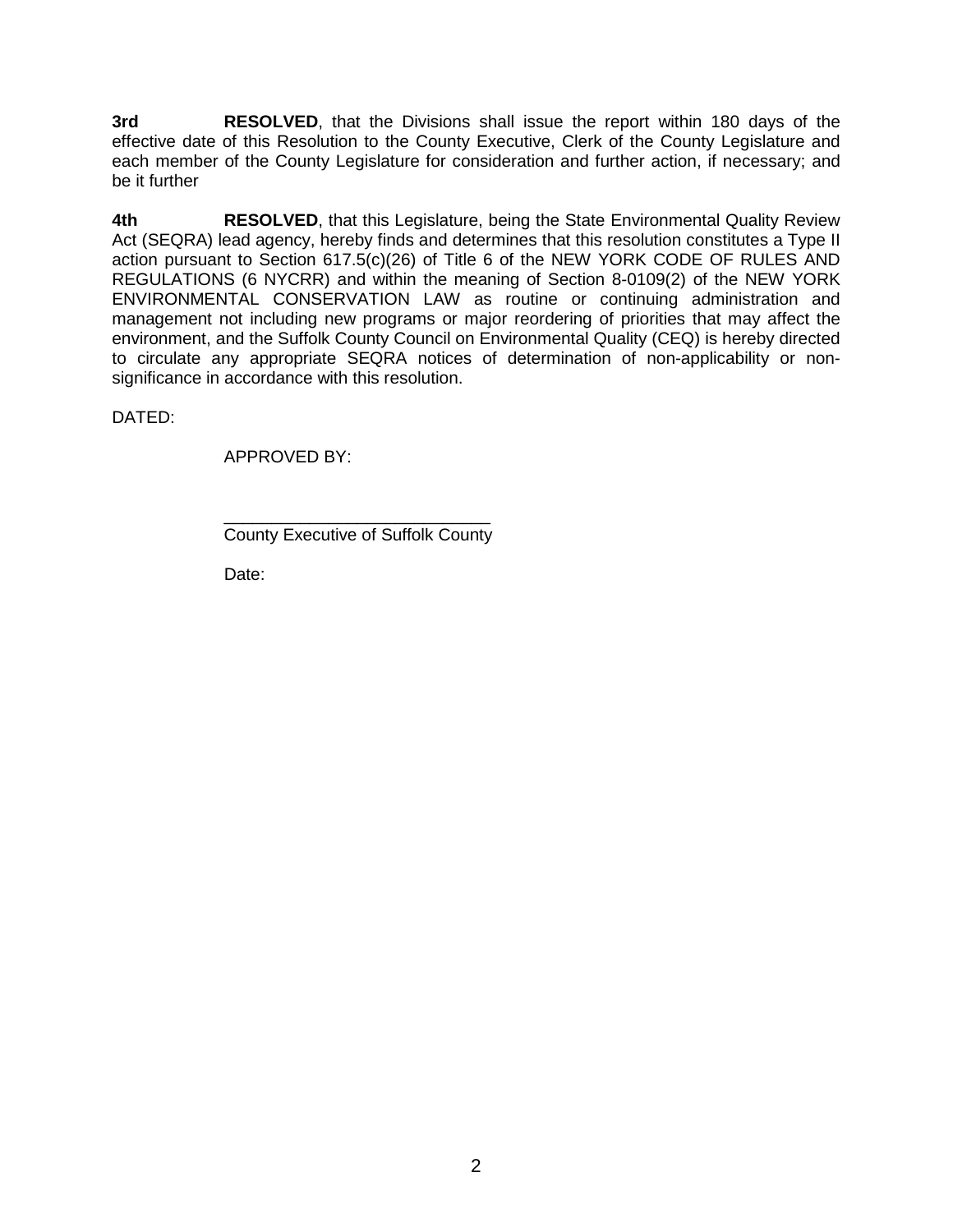**3rd** **RESOLVED**, that the Divisions shall issue the report within 180 days of the effective date of this Resolution to the County Executive, Clerk of the County Legislature and each member of the County Legislature for consideration and further action, if necessary; and be it further

**4th** **RESOLVED**, that this Legislature, being the State Environmental Quality Review Act (SEQRA) lead agency, hereby finds and determines that this resolution constitutes a Type II action pursuant to Section 617.5(c)(26) of Title 6 of the NEW YORK CODE OF RULES AND REGULATIONS (6 NYCRR) and within the meaning of Section 8-0109(2) of the NEW YORK ENVIRONMENTAL CONSERVATION LAW as routine or continuing administration and management not including new programs or major reordering of priorities that may affect the environment, and the Suffolk County Council on Environmental Quality (CEQ) is hereby directed to circulate any appropriate SEQRA notices of determination of non-applicability or non-significance in accordance with this resolution.

DATED:

APPROVED BY:

\_\_\_\_\_\_\_\_\_\_\_\_\_\_\_\_\_\_\_\_\_\_\_\_\_\_\_\_
County Executive of Suffolk County

Date: